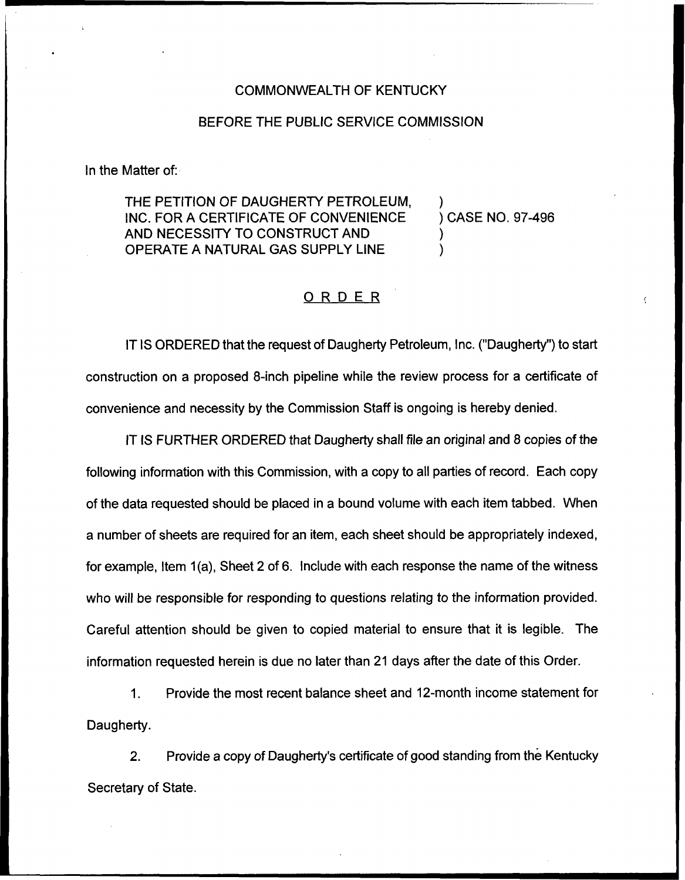COMMONWEALTH OF KENTUCKY

BEFORE THE PUBLIC SERVICE COMMISSION

In the Matter of:

| | |
|---|---|
| THE PETITION OF DAUGHERTY PETROLEUM, INC. FOR A CERTIFICATE OF CONVENIENCE AND NECESSITY TO CONSTRUCT AND OPERATE A NATURAL GAS SUPPLY LINE | ) CASE NO. 97-496 |

## ORDER

IT IS ORDERED that the request of Daugherty Petroleum, Inc. ("Daugherty") to start construction on a proposed 8-inch pipeline while the review process for a certificate of convenience and necessity by the Commission Staff is ongoing is hereby denied.

IT IS FURTHER ORDERED that Daugherty shall file an original and 8 copies of the following information with this Commission, with a copy to all parties of record. Each copy of the data requested should be placed in a bound volume with each item tabbed. When a number of sheets are required for an item, each sheet should be appropriately indexed, for example, Item 1(a), Sheet 2 of 6. Include with each response the name of the witness who will be responsible for responding to questions relating to the information provided. Careful attention should be given to copied material to ensure that it is legible. The information requested herein is due no later than 21 days after the date of this Order.

1. Provide the most recent balance sheet and 12-month income statement for Daugherty.

2. Provide a copy of Daugherty's certificate of good standing from the Kentucky Secretary of State.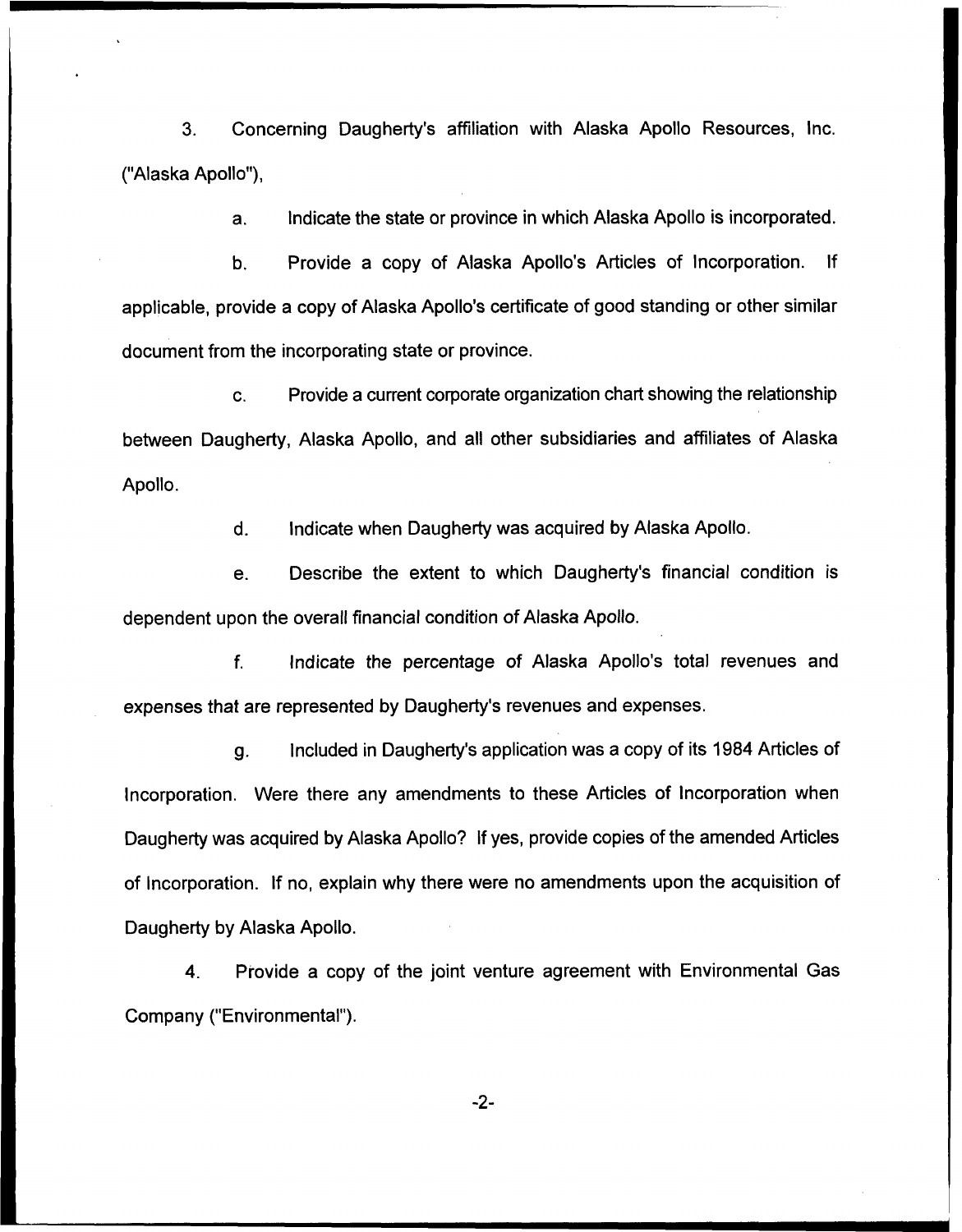3. Concerning Daugherty's affiliation with Alaska Apollo Resources, Inc. ("Alaska Apollo"),

a. Indicate the state or province in which Alaska Apollo is incorporated.

b. Provide a copy of Alaska Apollo's Articles of Incorporation. If applicable, provide a copy of Alaska Apollo's certificate of good standing or other similar document from the incorporating state or province.

c. Provide a current corporate organization chart showing the relationship between Daugherty, Alaska Apollo, and all other subsidiaries and affiliates of Alaska Apollo.

d. Indicate when Daugherty was acquired by Alaska Apollo.

e. Describe the extent to which Daugherty's financial condition is dependent upon the overall financial condition of Alaska Apollo.

f. Indicate the percentage of Alaska Apollo's total revenues and expenses that are represented by Daugherty's revenues and expenses.

g. Included in Daugherty's application was a copy of its 1984 Articles of Incorporation. Were there any amendments to these Articles of Incorporation when Daugherty was acquired by Alaska Apollo? If yes, provide copies of the amended Articles of Incorporation. If no, explain why there were no amendments upon the acquisition of Daugherty by Alaska Apollo.

4. Provide a copy of the joint venture agreement with Environmental Gas Company ("Environmental").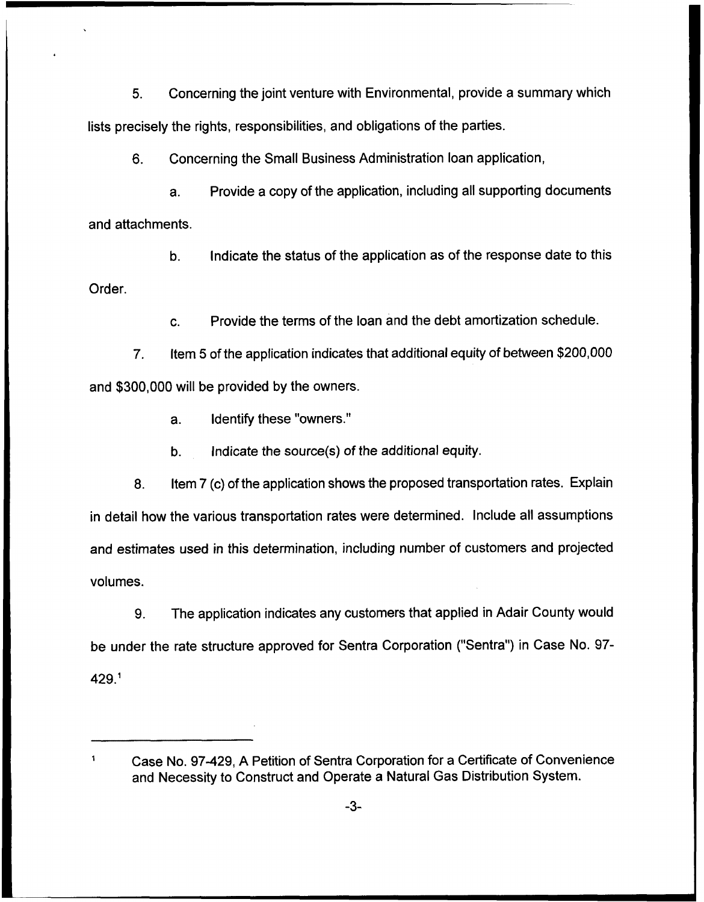5. Concerning the joint venture with Environmental, provide a summary which lists precisely the rights, responsibilities, and obligations of the parties.

6. Concerning the Small Business Administration loan application,

   a. Provide a copy of the application, including all supporting documents and attachments.

   b. Indicate the status of the application as of the response date to this Order.

   c. Provide the terms of the loan and the debt amortization schedule.

7. Item 5 of the application indicates that additional equity of between $200,000 and $300,000 will be provided by the owners.

   a. Identify these "owners."

   b. Indicate the source(s) of the additional equity.

8. Item 7 (c) of the application shows the proposed transportation rates. Explain in detail how the various transportation rates were determined. Include all assumptions and estimates used in this determination, including number of customers and projected volumes.

9. The application indicates any customers that applied in Adair County would be under the rate structure approved for Sentra Corporation ("Sentra") in Case No. 97-429.[1]

---

[1] Case No. 97-429, A Petition of Sentra Corporation for a Certificate of Convenience and Necessity to Construct and Operate a Natural Gas Distribution System.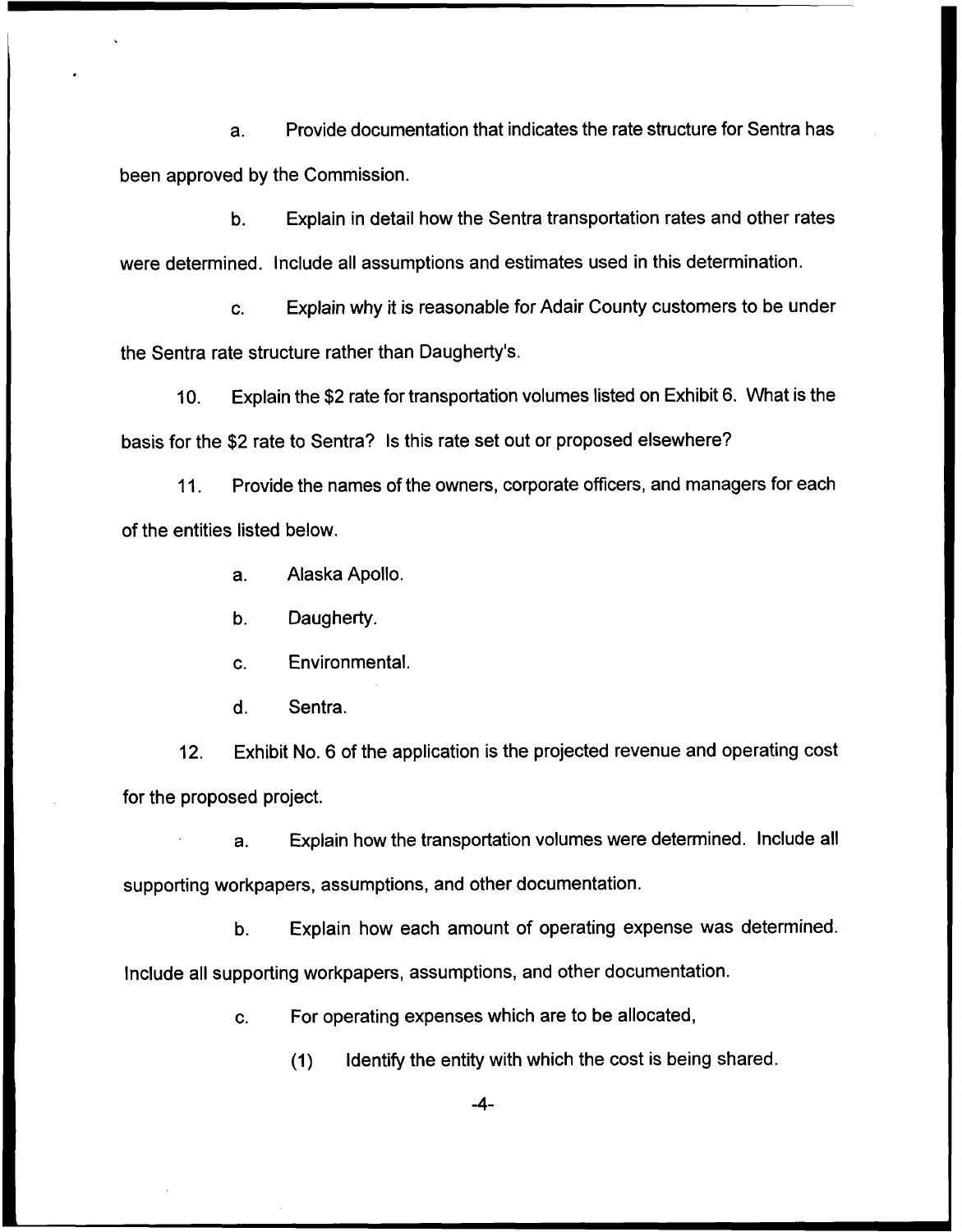a. Provide documentation that indicates the rate structure for Sentra has been approved by the Commission.

b. Explain in detail how the Sentra transportation rates and other rates were determined. Include all assumptions and estimates used in this determination.

c. Explain why it is reasonable for Adair County customers to be under the Sentra rate structure rather than Daugherty's.

10. Explain the $2 rate for transportation volumes listed on Exhibit 6. What is the basis for the $2 rate to Sentra? Is this rate set out or proposed elsewhere?

11. Provide the names of the owners, corporate officers, and managers for each of the entities listed below.

a. Alaska Apollo.

b. Daugherty.

c. Environmental.

d. Sentra.

12. Exhibit No. 6 of the application is the projected revenue and operating cost for the proposed project.

a. Explain how the transportation volumes were determined. Include all supporting workpapers, assumptions, and other documentation.

b. Explain how each amount of operating expense was determined. Include all supporting workpapers, assumptions, and other documentation.

c. For operating expenses which are to be allocated,

(1) Identify the entity with which the cost is being shared.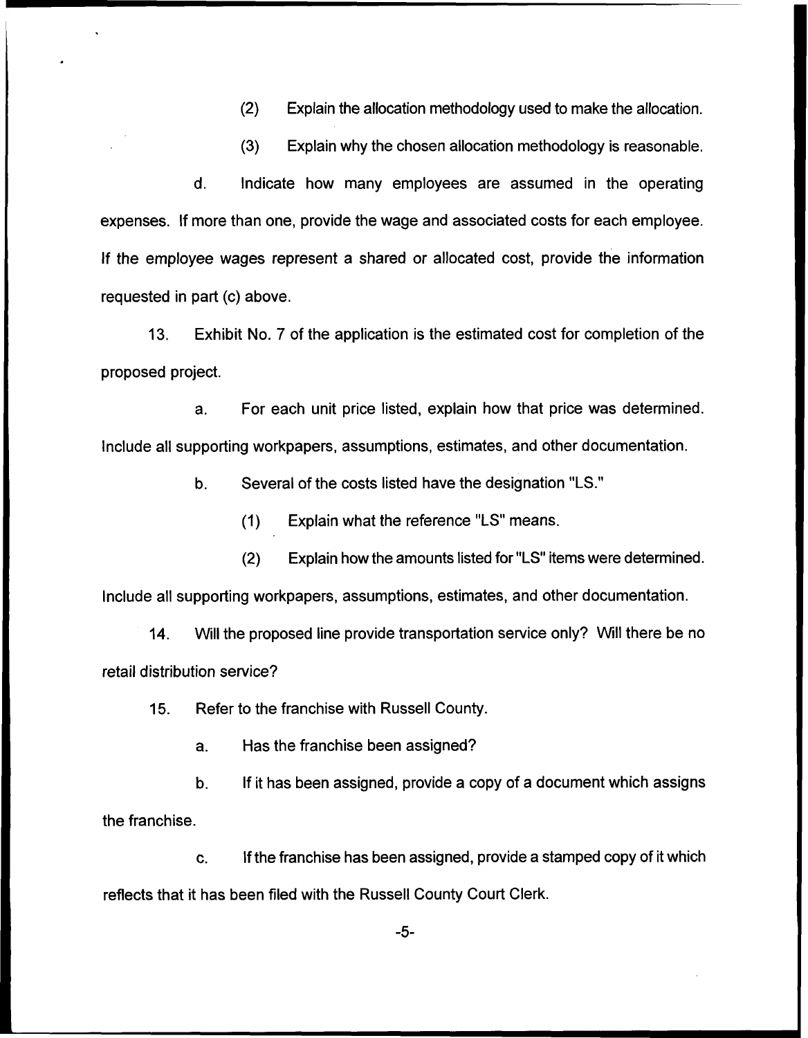(2) Explain the allocation methodology used to make the allocation.

(3) Explain why the chosen allocation methodology is reasonable.

d. Indicate how many employees are assumed in the operating expenses. If more than one, provide the wage and associated costs for each employee. If the employee wages represent a shared or allocated cost, provide the information requested in part (c) above.

13. Exhibit No. 7 of the application is the estimated cost for completion of the proposed project.

a. For each unit price listed, explain how that price was determined. Include all supporting workpapers, assumptions, estimates, and other documentation.

b. Several of the costs listed have the designation "LS."

(1) Explain what the reference "LS" means.

(2) Explain how the amounts listed for "LS" items were determined. Include all supporting workpapers, assumptions, estimates, and other documentation.

14. Will the proposed line provide transportation service only? Will there be no retail distribution service?

15. Refer to the franchise with Russell County.

a. Has the franchise been assigned?

b. If it has been assigned, provide a copy of a document which assigns the franchise.

c. If the franchise has been assigned, provide a stamped copy of it which reflects that it has been filed with the Russell County Court Clerk.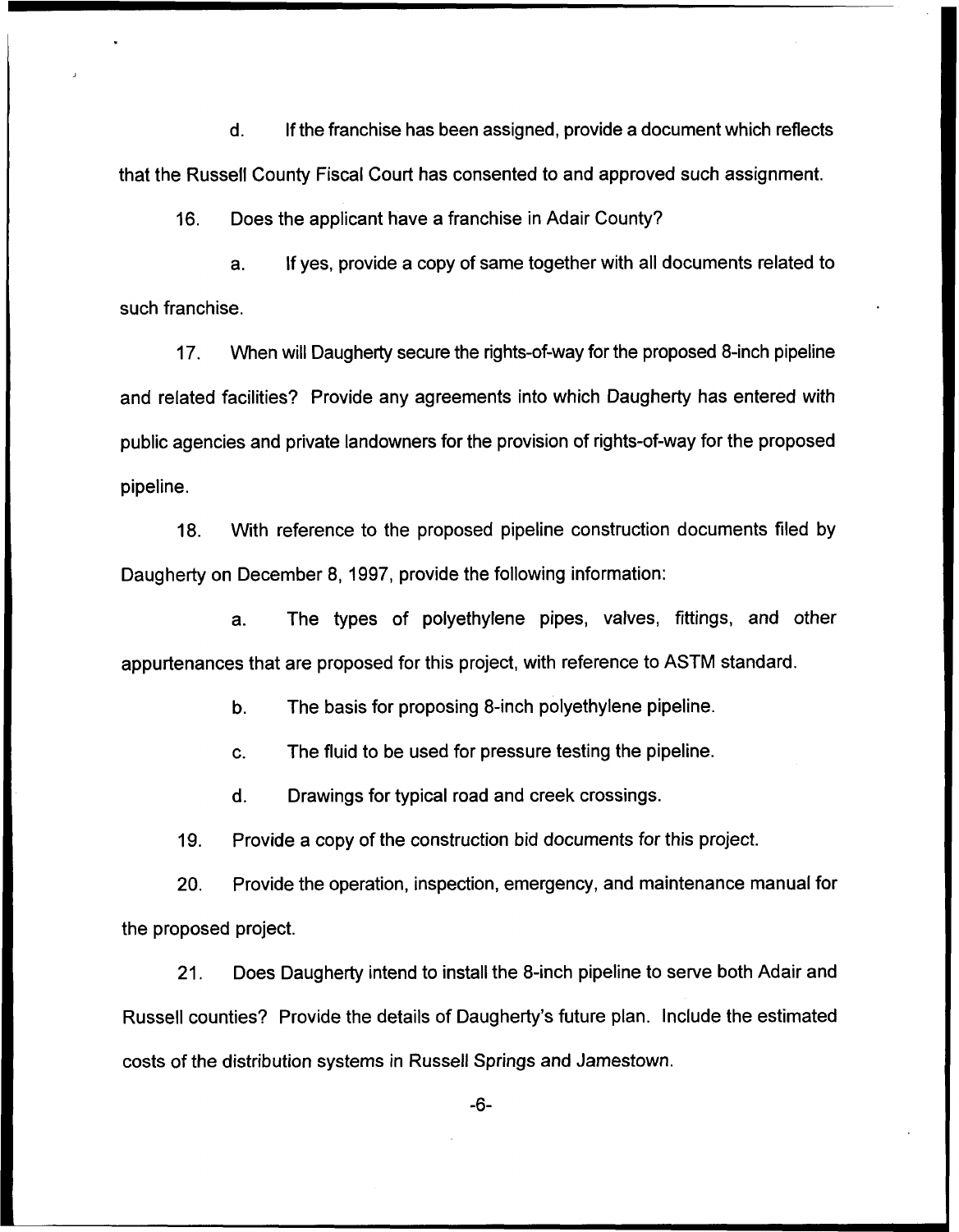d. If the franchise has been assigned, provide a document which reflects that the Russell County Fiscal Court has consented to and approved such assignment.

16. Does the applicant have a franchise in Adair County?

a. If yes, provide a copy of same together with all documents related to such franchise.

17. When will Daugherty secure the rights-of-way for the proposed 8-inch pipeline and related facilities? Provide any agreements into which Daugherty has entered with public agencies and private landowners for the provision of rights-of-way for the proposed pipeline.

18. With reference to the proposed pipeline construction documents filed by Daugherty on December 8, 1997, provide the following information:

a. The types of polyethylene pipes, valves, fittings, and other appurtenances that are proposed for this project, with reference to ASTM standard.

b. The basis for proposing 8-inch polyethylene pipeline.

c. The fluid to be used for pressure testing the pipeline.

d. Drawings for typical road and creek crossings.

19. Provide a copy of the construction bid documents for this project.

20. Provide the operation, inspection, emergency, and maintenance manual for the proposed project.

21. Does Daugherty intend to install the 8-inch pipeline to serve both Adair and Russell counties? Provide the details of Daugherty's future plan. Include the estimated costs of the distribution systems in Russell Springs and Jamestown.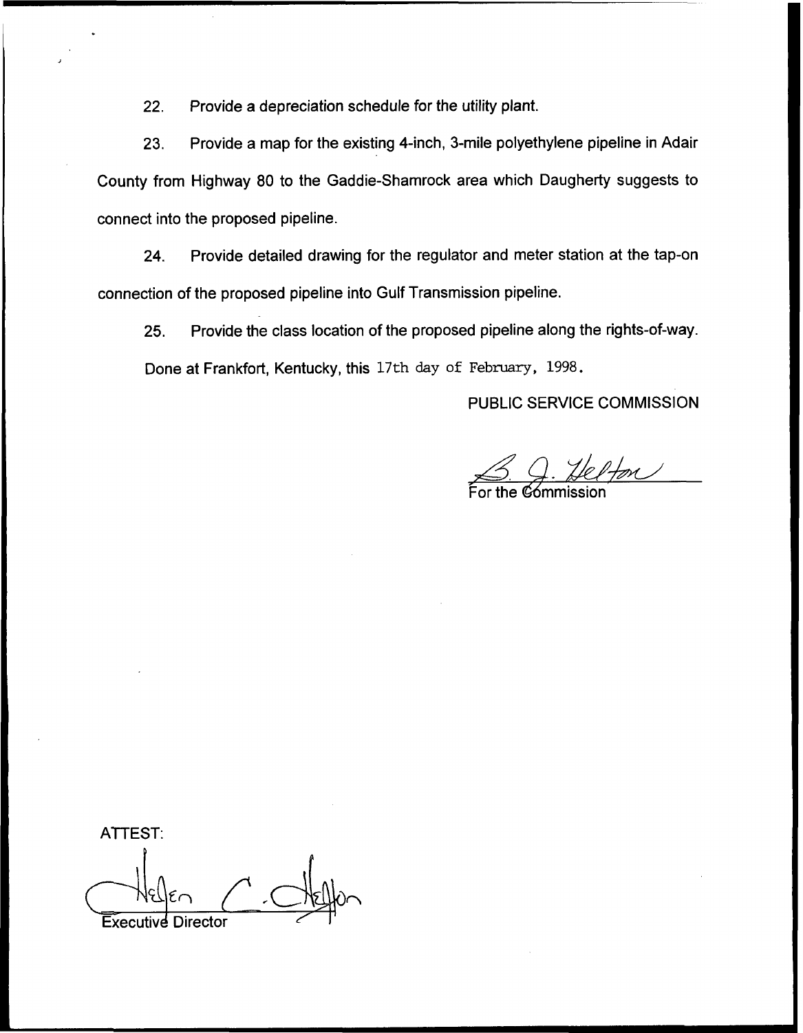22. Provide a depreciation schedule for the utility plant.

23. Provide a map for the existing 4-inch, 3-mile polyethylene pipeline in Adair County from Highway 80 to the Gaddie-Shamrock area which Daugherty suggests to connect into the proposed pipeline.

24. Provide detailed drawing for the regulator and meter station at the tap-on connection of the proposed pipeline into Gulf Transmission pipeline.

25. Provide the class location of the proposed pipeline along the rights-of-way.

Done at Frankfort, Kentucky, this 17th day of February, 1998.

PUBLIC SERVICE COMMISSION

For the Commission

ATTEST:

Executive Director